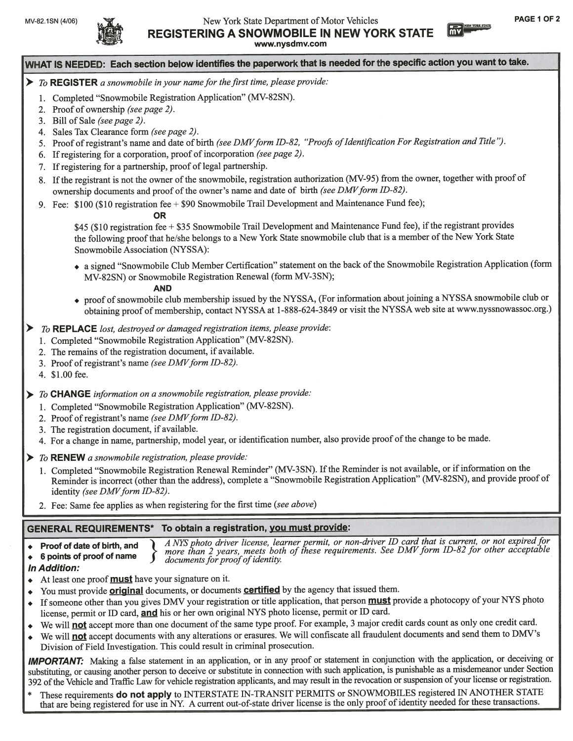MV-82.1SN (4/06)

New York State Department of Motor Vehicles

# REGISTERING A SNOWMOBILE IN NEW YORK STATE

www.nysdmv.com

## WHAT IS NEEDED: Each section below identifies the paperwork that is needed for the specific action you want to take.

➤ *To* **REGISTER** *a snowmobile in your name for the first time, please provide:*

1. Completed "Snowmobile Registration Application" (MV-82SN).
2. Proof of ownership *(see page 2)*.
3. Bill of Sale *(see page 2)*.
4. Sales Tax Clearance form *(see page 2)*.
5. Proof of registrant's name and date of birth *(see DMV form ID-82, "Proofs of Identification For Registration and Title")*.
6. If registering for a corporation, proof of incorporation *(see page 2)*.
7. If registering for a partnership, proof of legal partnership.
8. If the registrant is not the owner of the snowmobile, registration authorization (MV-95) from the owner, together with proof of ownership documents and proof of the owner's name and date of birth *(see DMV form ID-82)*.
9. Fee: $100 ($10 registration fee + $90 Snowmobile Trail Development and Maintenance Fund fee);

   **OR**

   $45 ($10 registration fee + $35 Snowmobile Trail Development and Maintenance Fund fee), if the registrant provides the following proof that he/she belongs to a New York State snowmobile club that is a member of the New York State Snowmobile Association (NYSSA):

   - a signed "Snowmobile Club Member Certification" statement on the back of the Snowmobile Registration Application (form MV-82SN) or Snowmobile Registration Renewal (form MV-3SN);

     **AND**

   - proof of snowmobile club membership issued by the NYSSA, (For information about joining a NYSSA snowmobile club or obtaining proof of membership, contact NYSSA at 1-888-624-3849 or visit the NYSSA web site at www.nyssnowassoc.org.)

➤ *To* **REPLACE** *lost, destroyed or damaged registration items, please provide:*

1. Completed "Snowmobile Registration Application" (MV-82SN).
2. The remains of the registration document, if available.
3. Proof of registrant's name *(see DMV form ID-82)*.
4. $1.00 fee.

➤ *To* **CHANGE** *information on a snowmobile registration, please provide:*

1. Completed "Snowmobile Registration Application" (MV-82SN).
2. Proof of registrant's name *(see DMV form ID-82)*.
3. The registration document, if available.
4. For a change in name, partnership, model year, or identification number, also provide proof of the change to be made.

➤ *To* **RENEW** *a snowmobile registration, please provide:*

1. Completed "Snowmobile Registration Renewal Reminder" (MV-3SN). If the Reminder is not available, or if information on the Reminder is incorrect (other than the address), complete a "Snowmobile Registration Application" (MV-82SN), and provide proof of identity *(see DMV form ID-82)*.
2. Fee: Same fee applies as when registering for the first time *(see above)*

## GENERAL REQUIREMENTS* To obtain a registration, you must provide:

- **Proof of date of birth, and**
- **6 points of proof of name**

*A NYS photo driver license, learner permit, or non-driver ID card that is current, or not expired for more than 2 years, meets both of these requirements. See DMV form ID-82 for other acceptable documents for proof of identity.*

***In Addition:***

- At least one proof **must** have your signature on it.
- You must provide **original** documents, or documents **certified** by the agency that issued them.
- If someone other than you gives DMV your registration or title application, that person **must** provide a photocopy of your NYS photo license, permit or ID card, **and** his or her own original NYS photo license, permit or ID card.
- We will **not** accept more than one document of the same type proof. For example, 3 major credit cards count as only one credit card.
- We will **not** accept documents with any alterations or erasures. We will confiscate all fraudulent documents and send them to DMV's Division of Field Investigation. This could result in criminal prosecution.

***IMPORTANT:*** Making a false statement in an application, or in any proof or statement in conjunction with the application, or deceiving or substituting, or causing another person to deceive or substitute in connection with such application, is punishable as a misdemeanor under Section 392 of the Vehicle and Traffic Law for vehicle registration applicants, and may result in the revocation or suspension of your license or registration.

\* These requirements **do not apply** to INTERSTATE IN-TRANSIT PERMITS or SNOWMOBILES registered IN ANOTHER STATE that are being registered for use in NY. A current out-of-state driver license is the only proof of identity needed for these transactions.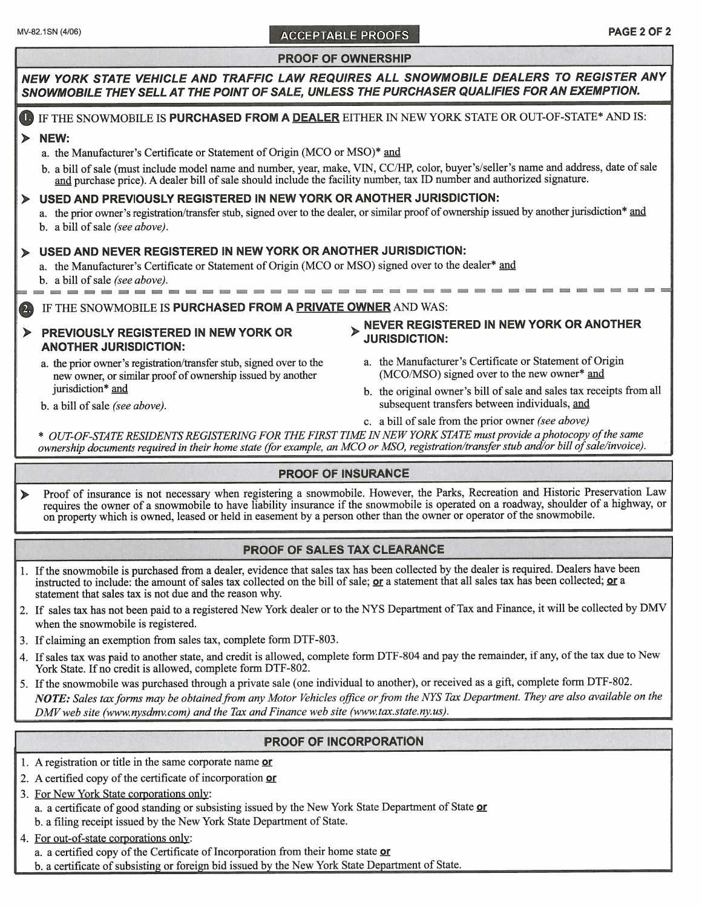# ACCEPTABLE PROOFS

## PROOF OF OWNERSHIP

***NEW YORK STATE VEHICLE AND TRAFFIC LAW REQUIRES ALL SNOWMOBILE DEALERS TO REGISTER ANY SNOWMOBILE THEY SELL AT THE POINT OF SALE, UNLESS THE PURCHASER QUALIFIES FOR AN EXEMPTION.***

**1.** IF THE SNOWMOBILE IS **PURCHASED FROM A DEALER** EITHER IN NEW YORK STATE OR OUT-OF-STATE* AND IS:

- **NEW:**
  - a. the Manufacturer's Certificate or Statement of Origin (MCO or MSO)* and
  - b. a bill of sale (must include model name and number, year, make, VIN, CC/HP, color, buyer's/seller's name and address, date of sale and purchase price). A dealer bill of sale should include the facility number, tax ID number and authorized signature.

- **USED AND PREVIOUSLY REGISTERED IN NEW YORK OR ANOTHER JURISDICTION:**
  - a. the prior owner's registration/transfer stub, signed over to the dealer, or similar proof of ownership issued by another jurisdiction* and
  - b. a bill of sale *(see above)*.

- **USED AND NEVER REGISTERED IN NEW YORK OR ANOTHER JURISDICTION:**
  - a. the Manufacturer's Certificate or Statement of Origin (MCO or MSO) signed over to the dealer* and
  - b. a bill of sale *(see above)*.

**2.** IF THE SNOWMOBILE IS **PURCHASED FROM A PRIVATE OWNER** AND WAS:

- **PREVIOUSLY REGISTERED IN NEW YORK OR ANOTHER JURISDICTION:**
  - a. the prior owner's registration/transfer stub, signed over to the new owner, or similar proof of ownership issued by another jurisdiction* and
  - b. a bill of sale *(see above)*.

- **NEVER REGISTERED IN NEW YORK OR ANOTHER JURISDICTION:**
  - a. the Manufacturer's Certificate or Statement of Origin (MCO/MSO) signed over to the new owner* and
  - b. the original owner's bill of sale and sales tax receipts from all subsequent transfers between individuals, and
  - c. a bill of sale from the prior owner *(see above)*

\* *OUT-OF-STATE RESIDENTS REGISTERING FOR THE FIRST TIME IN NEW YORK STATE must provide a photocopy of the same ownership documents required in their home state (for example, an MCO or MSO, registration/transfer stub and/or bill of sale/invoice).*

## PROOF OF INSURANCE

- Proof of insurance is not necessary when registering a snowmobile. However, the Parks, Recreation and Historic Preservation Law requires the owner of a snowmobile to have liability insurance if the snowmobile is operated on a roadway, shoulder of a highway, or on property which is owned, leased or held in easement by a person other than the owner or operator of the snowmobile.

## PROOF OF SALES TAX CLEARANCE

1. If the snowmobile is purchased from a dealer, evidence that sales tax has been collected by the dealer is required. Dealers have been instructed to include: the amount of sales tax collected on the bill of sale; **or** a statement that all sales tax has been collected; **or** a statement that sales tax is not due and the reason why.
2. If sales tax has not been paid to a registered New York dealer or to the NYS Department of Tax and Finance, it will be collected by DMV when the snowmobile is registered.
3. If claiming an exemption from sales tax, complete form DTF-803.
4. If sales tax was paid to another state, and credit is allowed, complete form DTF-804 and pay the remainder, if any, of the tax due to New York State. If no credit is allowed, complete form DTF-802.
5. If the snowmobile was purchased through a private sale (one individual to another), or received as a gift, complete form DTF-802.

   ***NOTE:*** *Sales tax forms may be obtained from any Motor Vehicles office or from the NYS Tax Department. They are also available on the DMV web site (www.nysdmv.com) and the Tax and Finance web site (www.tax.state.ny.us).*

## PROOF OF INCORPORATION

1. A registration or title in the same corporate name **or**
2. A certified copy of the certificate of incorporation **or**
3. For New York State corporations only:
   - a. a certificate of good standing or subsisting issued by the New York State Department of State **or**
   - b. a filing receipt issued by the New York State Department of State.
4. For out-of-state corporations only:
   - a. a certified copy of the Certificate of Incorporation from their home state **or**
   - b. a certificate of subsisting or foreign bid issued by the New York State Department of State.